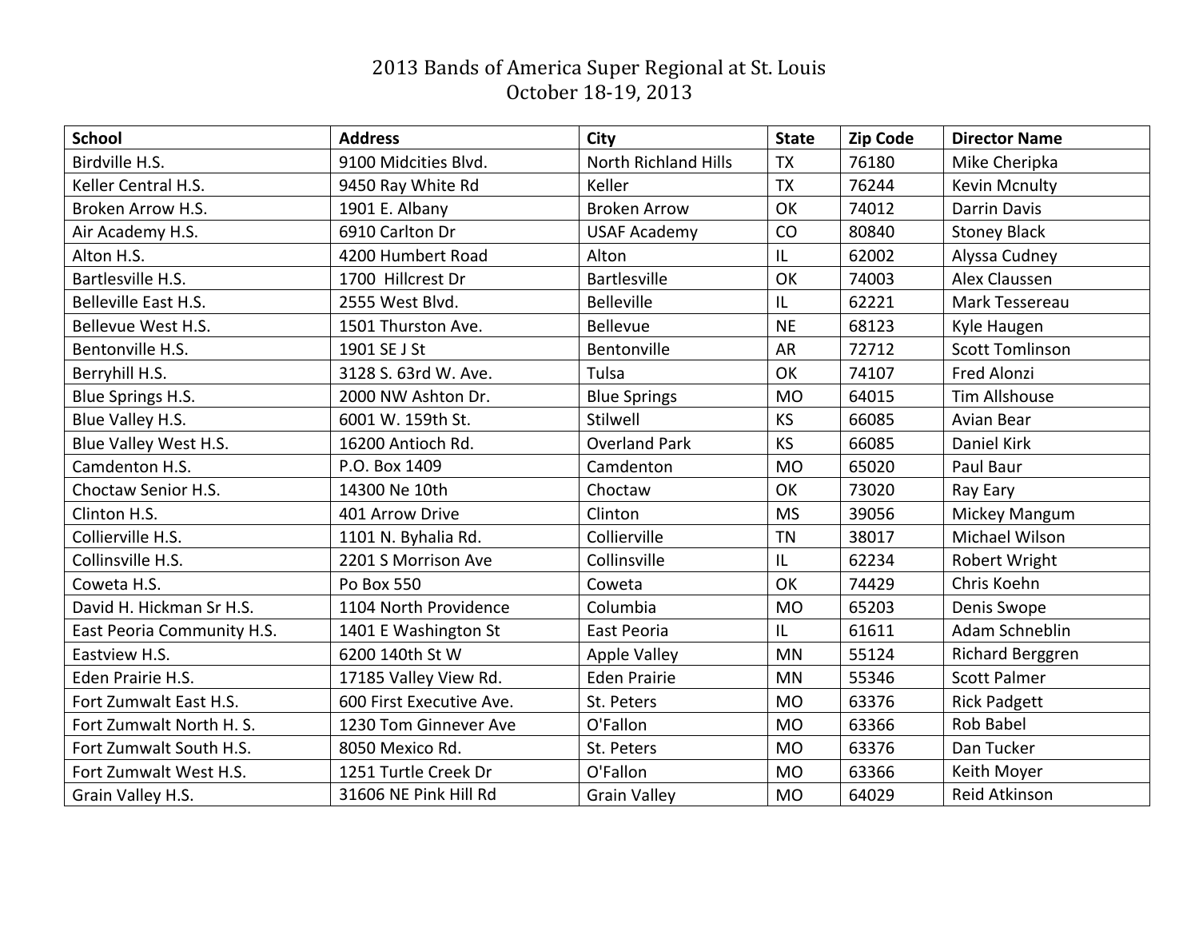# 2013 Bands of America Super Regional at St. Louis
October 18-19, 2013

| School | Address | City | State | Zip Code | Director Name |
|---|---|---|---|---|---|
| Birdville H.S. | 9100 Midcities Blvd. | North Richland Hills | TX | 76180 | Mike Cheripka |
| Keller Central H.S. | 9450 Ray White Rd | Keller | TX | 76244 | Kevin Mcnulty |
| Broken Arrow H.S. | 1901 E. Albany | Broken Arrow | OK | 74012 | Darrin Davis |
| Air Academy H.S. | 6910 Carlton Dr | USAF Academy | CO | 80840 | Stoney Black |
| Alton H.S. | 4200 Humbert Road | Alton | IL | 62002 | Alyssa Cudney |
| Bartlesville H.S. | 1700 Hillcrest Dr | Bartlesville | OK | 74003 | Alex Claussen |
| Belleville East H.S. | 2555 West Blvd. | Belleville | IL | 62221 | Mark Tessereau |
| Bellevue West H.S. | 1501 Thurston Ave. | Bellevue | NE | 68123 | Kyle Haugen |
| Bentonville H.S. | 1901 SE J St | Bentonville | AR | 72712 | Scott Tomlinson |
| Berryhill H.S. | 3128 S. 63rd W. Ave. | Tulsa | OK | 74107 | Fred Alonzi |
| Blue Springs H.S. | 2000 NW Ashton Dr. | Blue Springs | MO | 64015 | Tim Allshouse |
| Blue Valley H.S. | 6001 W. 159th St. | Stilwell | KS | 66085 | Avian Bear |
| Blue Valley West H.S. | 16200 Antioch Rd. | Overland Park | KS | 66085 | Daniel Kirk |
| Camdenton H.S. | P.O. Box 1409 | Camdenton | MO | 65020 | Paul Baur |
| Choctaw Senior H.S. | 14300 Ne 10th | Choctaw | OK | 73020 | Ray Eary |
| Clinton H.S. | 401 Arrow Drive | Clinton | MS | 39056 | Mickey Mangum |
| Collierville H.S. | 1101 N. Byhalia Rd. | Collierville | TN | 38017 | Michael Wilson |
| Collinsville H.S. | 2201 S Morrison Ave | Collinsville | IL | 62234 | Robert Wright |
| Coweta H.S. | Po Box 550 | Coweta | OK | 74429 | Chris Koehn |
| David H. Hickman Sr H.S. | 1104 North Providence | Columbia | MO | 65203 | Denis Swope |
| East Peoria Community H.S. | 1401 E Washington St | East Peoria | IL | 61611 | Adam Schneblin |
| Eastview H.S. | 6200 140th St W | Apple Valley | MN | 55124 | Richard Berggren |
| Eden Prairie H.S. | 17185 Valley View Rd. | Eden Prairie | MN | 55346 | Scott Palmer |
| Fort Zumwalt East H.S. | 600 First Executive Ave. | St. Peters | MO | 63376 | Rick Padgett |
| Fort Zumwalt North H. S. | 1230 Tom Ginnever Ave | O'Fallon | MO | 63366 | Rob Babel |
| Fort Zumwalt South H.S. | 8050 Mexico Rd. | St. Peters | MO | 63376 | Dan Tucker |
| Fort Zumwalt West H.S. | 1251 Turtle Creek Dr | O'Fallon | MO | 63366 | Keith Moyer |
| Grain Valley H.S. | 31606 NE Pink Hill Rd | Grain Valley | MO | 64029 | Reid Atkinson |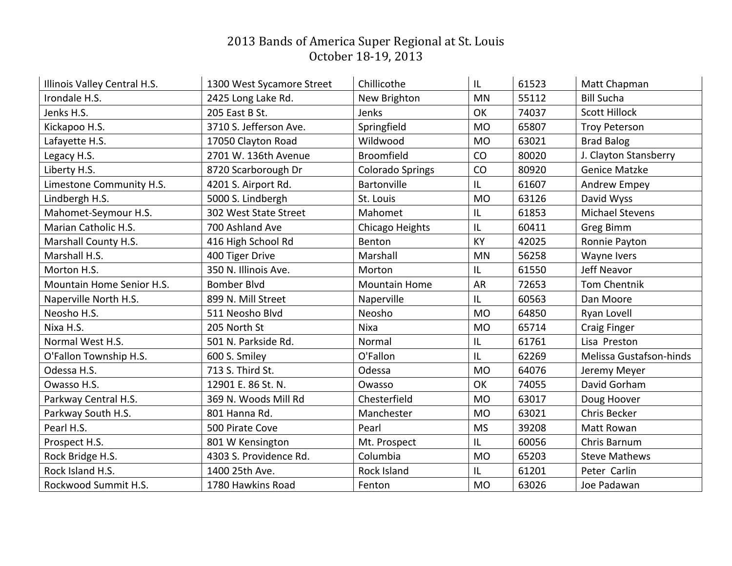# 2013 Bands of America Super Regional at St. Louis
October 18-19, 2013

| | | | | | |
|---|---|---|---|---|---|
| Illinois Valley Central H.S. | 1300 West Sycamore Street | Chillicothe | IL | 61523 | Matt Chapman |
| Irondale H.S. | 2425 Long Lake Rd. | New Brighton | MN | 55112 | Bill Sucha |
| Jenks H.S. | 205 East B St. | Jenks | OK | 74037 | Scott Hillock |
| Kickapoo H.S. | 3710 S. Jefferson Ave. | Springfield | MO | 65807 | Troy Peterson |
| Lafayette H.S. | 17050 Clayton Road | Wildwood | MO | 63021 | Brad Balog |
| Legacy H.S. | 2701 W. 136th Avenue | Broomfield | CO | 80020 | J. Clayton Stansberry |
| Liberty H.S. | 8720 Scarborough Dr | Colorado Springs | CO | 80920 | Genice Matzke |
| Limestone Community H.S. | 4201 S. Airport Rd. | Bartonville | IL | 61607 | Andrew Empey |
| Lindbergh H.S. | 5000 S. Lindbergh | St. Louis | MO | 63126 | David Wyss |
| Mahomet-Seymour H.S. | 302 West State Street | Mahomet | IL | 61853 | Michael Stevens |
| Marian Catholic H.S. | 700 Ashland Ave | Chicago Heights | IL | 60411 | Greg Bimm |
| Marshall County H.S. | 416 High School Rd | Benton | KY | 42025 | Ronnie Payton |
| Marshall H.S. | 400 Tiger Drive | Marshall | MN | 56258 | Wayne Ivers |
| Morton H.S. | 350 N. Illinois Ave. | Morton | IL | 61550 | Jeff Neavor |
| Mountain Home Senior H.S. | Bomber Blvd | Mountain Home | AR | 72653 | Tom Chentnik |
| Naperville North H.S. | 899 N. Mill Street | Naperville | IL | 60563 | Dan Moore |
| Neosho H.S. | 511 Neosho Blvd | Neosho | MO | 64850 | Ryan Lovell |
| Nixa H.S. | 205 North St | Nixa | MO | 65714 | Craig Finger |
| Normal West H.S. | 501 N. Parkside Rd. | Normal | IL | 61761 | Lisa Preston |
| O'Fallon Township H.S. | 600 S. Smiley | O'Fallon | IL | 62269 | Melissa Gustafson-hinds |
| Odessa H.S. | 713 S. Third St. | Odessa | MO | 64076 | Jeremy Meyer |
| Owasso H.S. | 12901 E. 86 St. N. | Owasso | OK | 74055 | David Gorham |
| Parkway Central H.S. | 369 N. Woods Mill Rd | Chesterfield | MO | 63017 | Doug Hoover |
| Parkway South H.S. | 801 Hanna Rd. | Manchester | MO | 63021 | Chris Becker |
| Pearl H.S. | 500 Pirate Cove | Pearl | MS | 39208 | Matt Rowan |
| Prospect H.S. | 801 W Kensington | Mt. Prospect | IL | 60056 | Chris Barnum |
| Rock Bridge H.S. | 4303 S. Providence Rd. | Columbia | MO | 65203 | Steve Mathews |
| Rock Island H.S. | 1400 25th Ave. | Rock Island | IL | 61201 | Peter Carlin |
| Rockwood Summit H.S. | 1780 Hawkins Road | Fenton | MO | 63026 | Joe Padawan |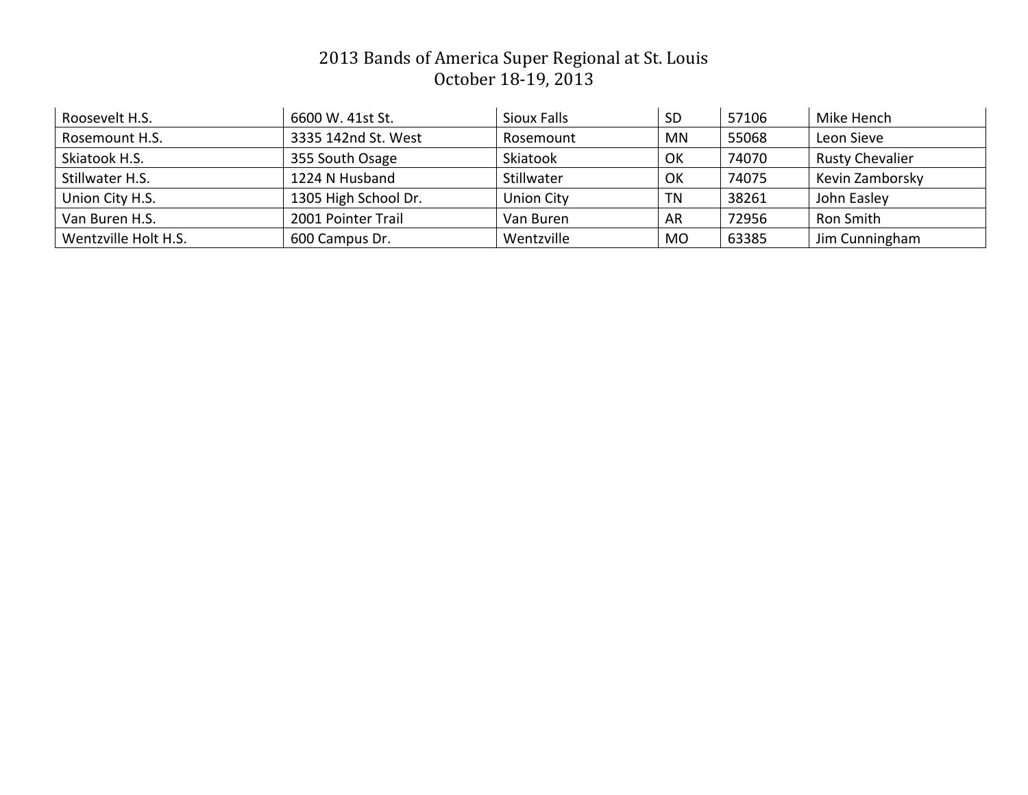# 2013 Bands of America Super Regional at St. Louis
## October 18-19, 2013

| | | | | | |
|---|---|---|---|---|---|
| Roosevelt H.S. | 6600 W. 41st St. | Sioux Falls | SD | 57106 | Mike Hench |
| Rosemount H.S. | 3335 142nd St. West | Rosemount | MN | 55068 | Leon Sieve |
| Skiatook H.S. | 355 South Osage | Skiatook | OK | 74070 | Rusty Chevalier |
| Stillwater H.S. | 1224 N Husband | Stillwater | OK | 74075 | Kevin Zamborsky |
| Union City H.S. | 1305 High School Dr. | Union City | TN | 38261 | John Easley |
| Van Buren H.S. | 2001 Pointer Trail | Van Buren | AR | 72956 | Ron Smith |
| Wentzville Holt H.S. | 600 Campus Dr. | Wentzville | MO | 63385 | Jim Cunningham |